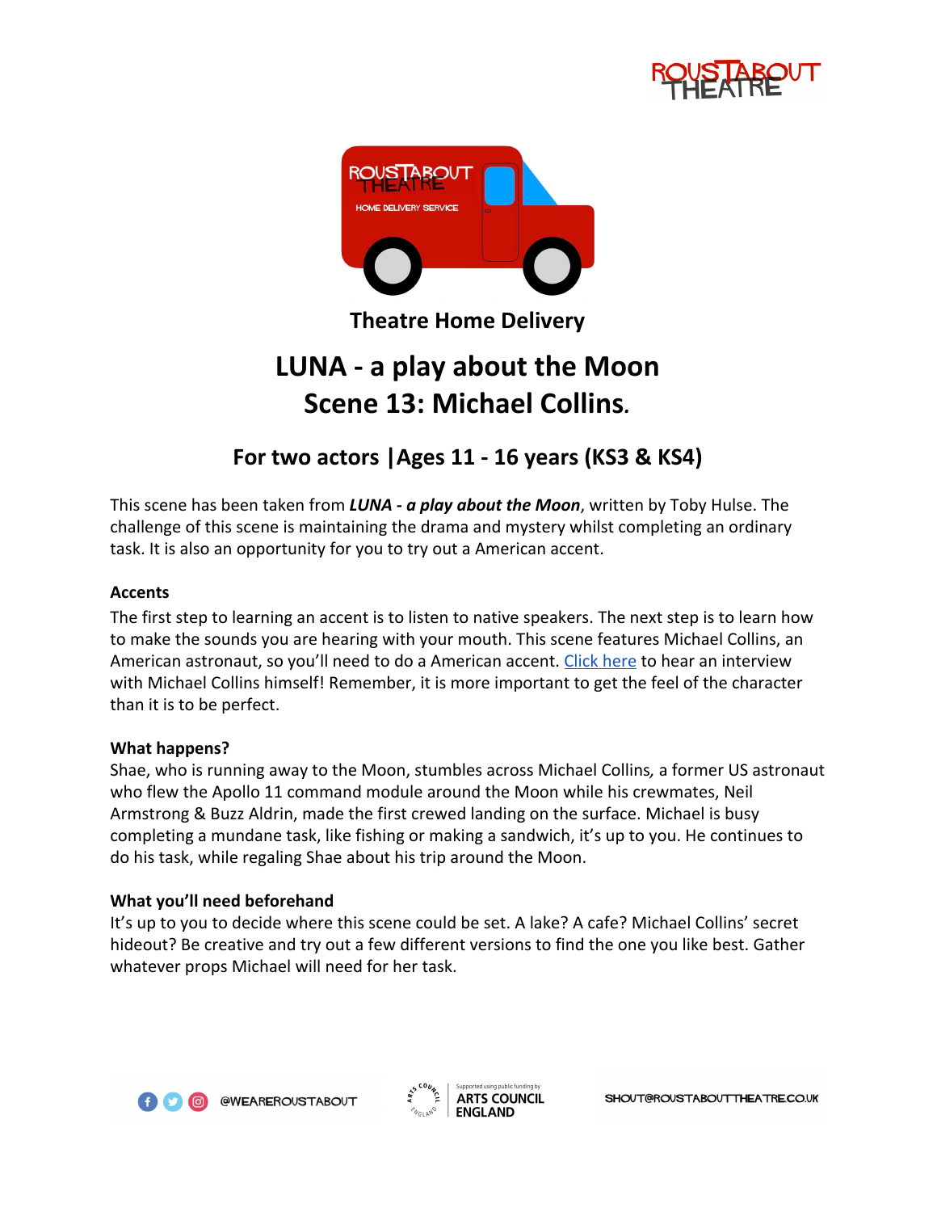## Theatre Home Delivery

# LUNA - a play about the Moon
# Scene 13: Michael Collins.

## For two actors |Ages 11 - 16 years (KS3 & KS4)

This scene has been taken from ***LUNA - a play about the Moon***, written by Toby Hulse. The challenge of this scene is maintaining the drama and mystery whilst completing an ordinary task. It is also an opportunity for you to try out a American accent.

**Accents**

The first step to learning an accent is to listen to native speakers. The next step is to learn how to make the sounds you are hearing with your mouth. This scene features Michael Collins, an American astronaut, so you'll need to do a American accent. Click here to hear an interview with Michael Collins himself! Remember, it is more important to get the feel of the character than it is to be perfect.

**What happens?**

Shae, who is running away to the Moon, stumbles across Michael Collins*,* a former US astronaut who flew the Apollo 11 command module around the Moon while his crewmates, Neil Armstrong & Buzz Aldrin, made the first crewed landing on the surface. Michael is busy completing a mundane task, like fishing or making a sandwich, it's up to you. He continues to do his task, while regaling Shae about his trip around the Moon.

**What you'll need beforehand**

It's up to you to decide where this scene could be set. A lake? A cafe? Michael Collins' secret hideout? Be creative and try out a few different versions to find the one you like best. Gather whatever props Michael will need for her task.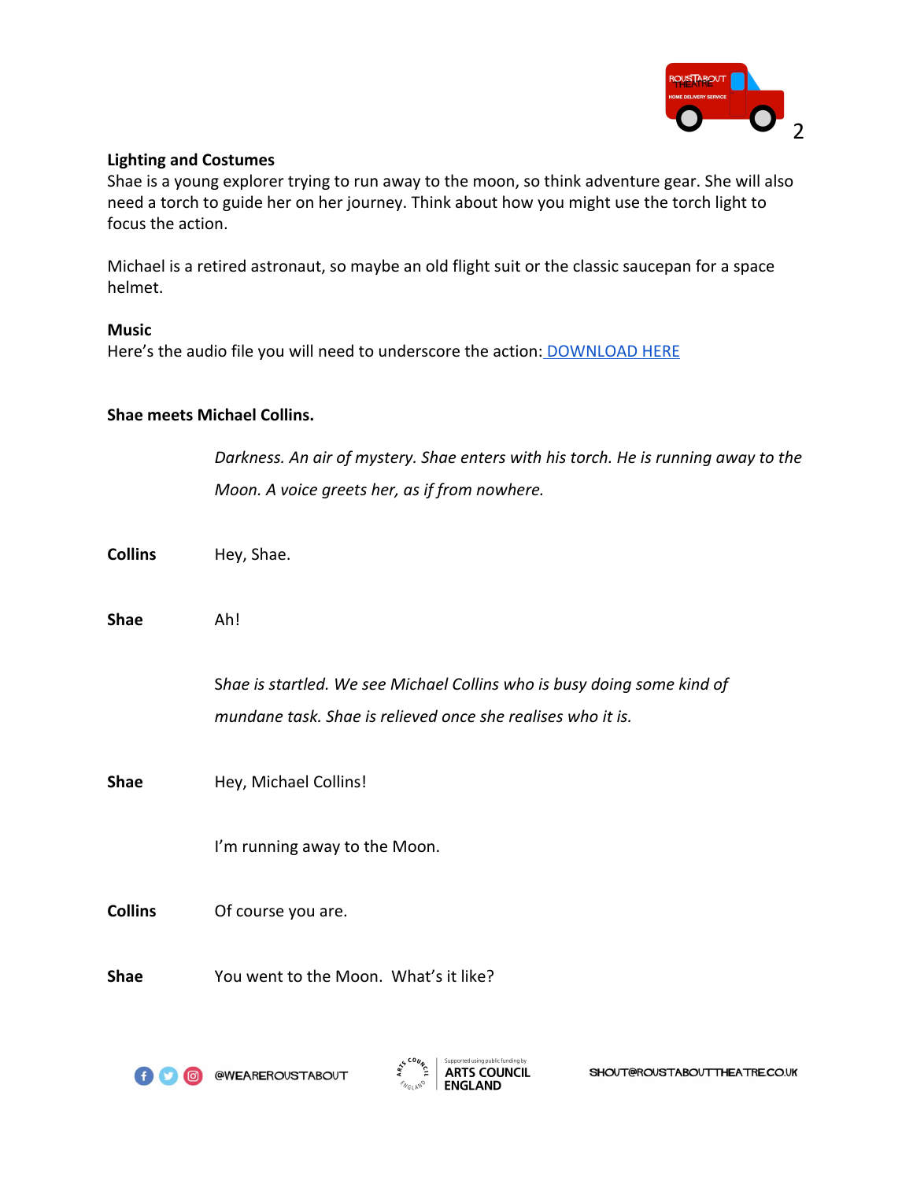**Lighting and Costumes**

Shae is a young explorer trying to run away to the moon, so think adventure gear. She will also need a torch to guide her on her journey. Think about how you might use the torch light to focus the action.

Michael is a retired astronaut, so maybe an old flight suit or the classic saucepan for a space helmet.

**Music**

Here's the audio file you will need to underscore the action: DOWNLOAD HERE

**Shae meets Michael Collins.**

*Darkness. An air of mystery. Shae enters with his torch. He is running away to the Moon. A voice greets her, as if from nowhere.*

**Collins** Hey, Shae.

**Shae** Ah!

*Shae is startled. We see Michael Collins who is busy doing some kind of mundane task. Shae is relieved once she realises who it is.*

**Shae** Hey, Michael Collins!

I'm running away to the Moon.

**Collins** Of course you are.

**Shae** You went to the Moon. What's it like?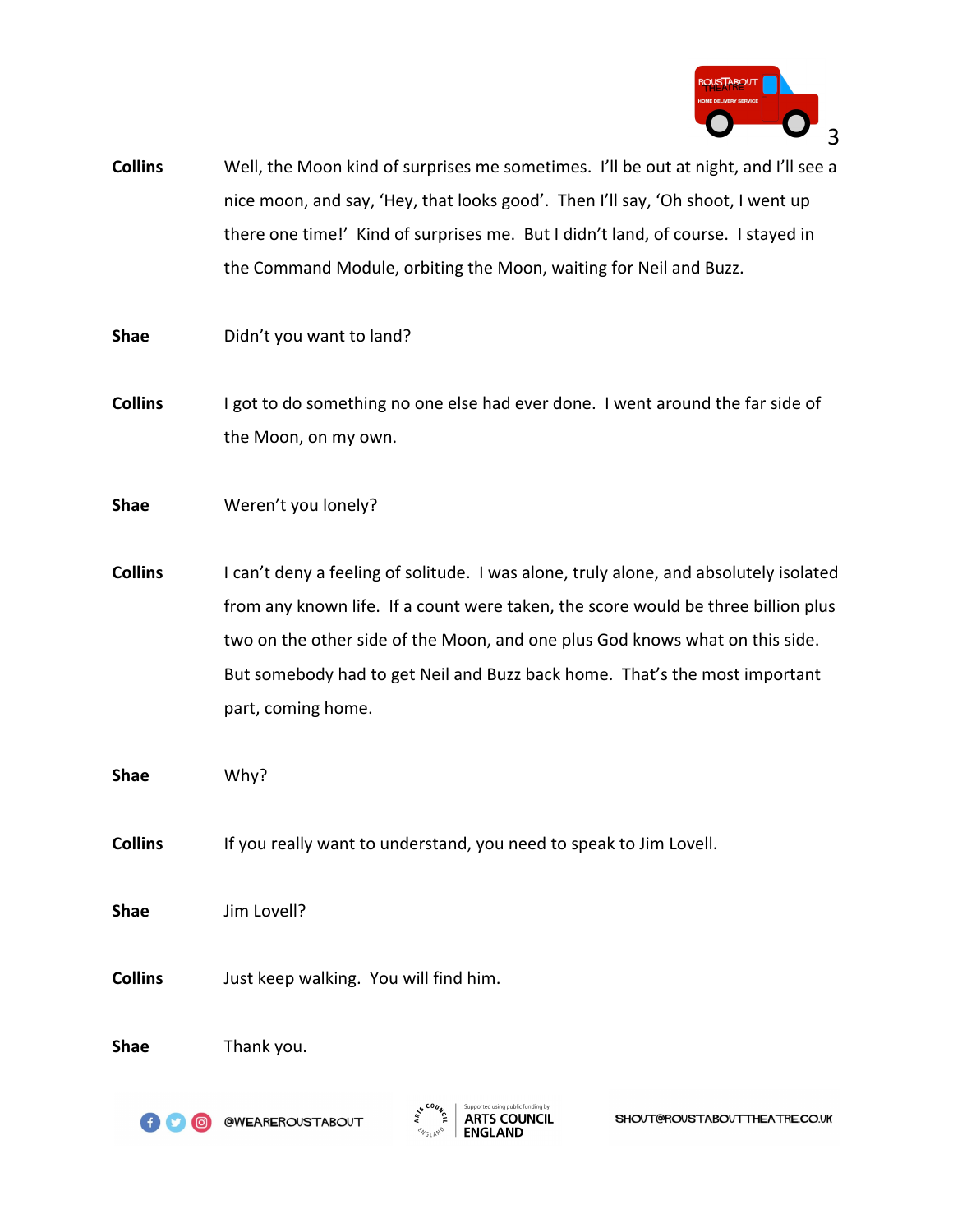**Collins** Well, the Moon kind of surprises me sometimes. I'll be out at night, and I'll see a nice moon, and say, 'Hey, that looks good'. Then I'll say, 'Oh shoot, I went up there one time!' Kind of surprises me. But I didn't land, of course. I stayed in the Command Module, orbiting the Moon, waiting for Neil and Buzz.

**Shae** Didn't you want to land?

**Collins** I got to do something no one else had ever done. I went around the far side of the Moon, on my own.

**Shae** Weren't you lonely?

**Collins** I can't deny a feeling of solitude. I was alone, truly alone, and absolutely isolated from any known life. If a count were taken, the score would be three billion plus two on the other side of the Moon, and one plus God knows what on this side. But somebody had to get Neil and Buzz back home. That's the most important part, coming home.

**Shae** Why?

**Collins** If you really want to understand, you need to speak to Jim Lovell.

**Shae** Jim Lovell?

**Collins** Just keep walking. You will find him.

**Shae** Thank you.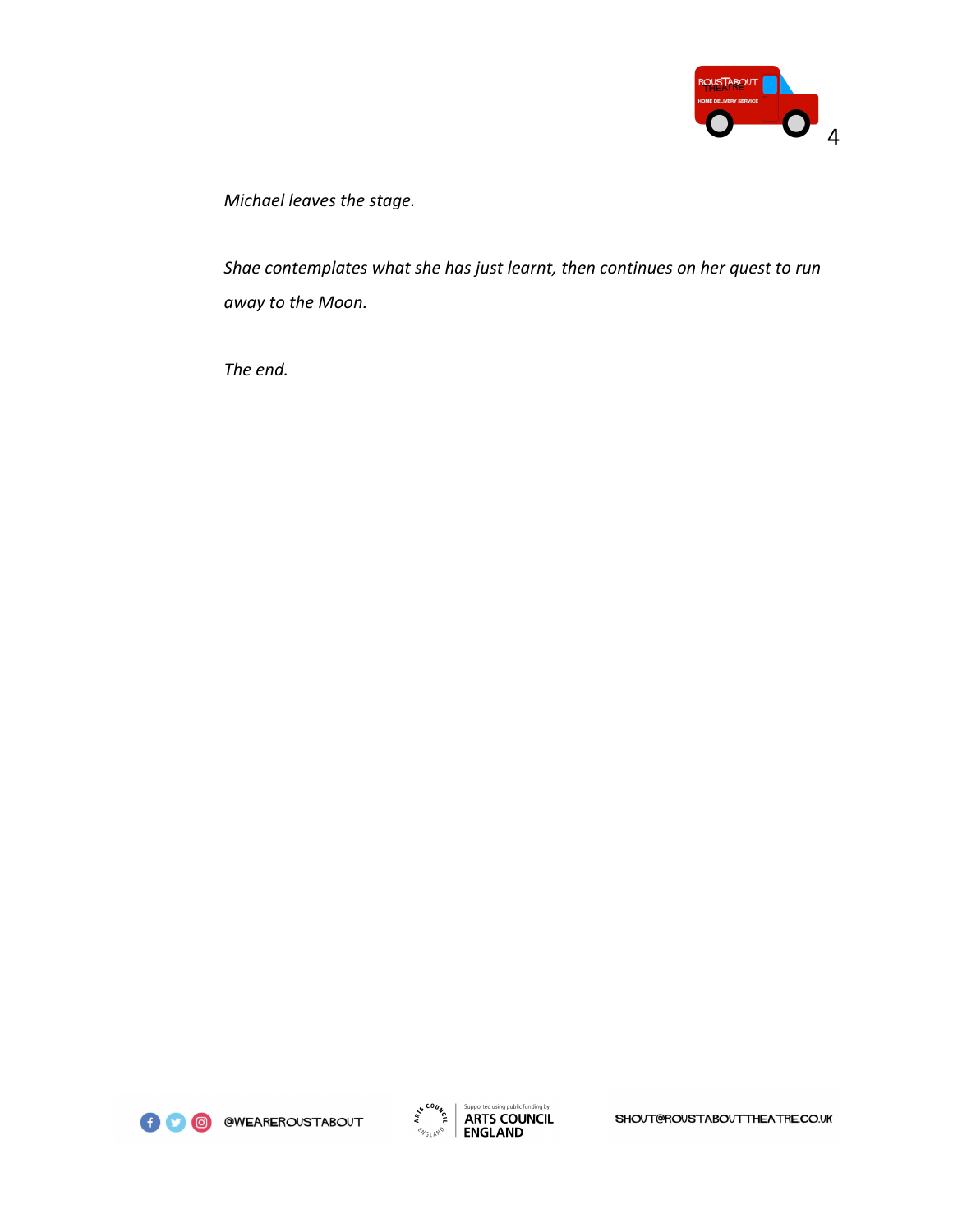*Michael leaves the stage.*

*Shae contemplates what she has just learnt, then continues on her quest to run away to the Moon.*

*The end.*